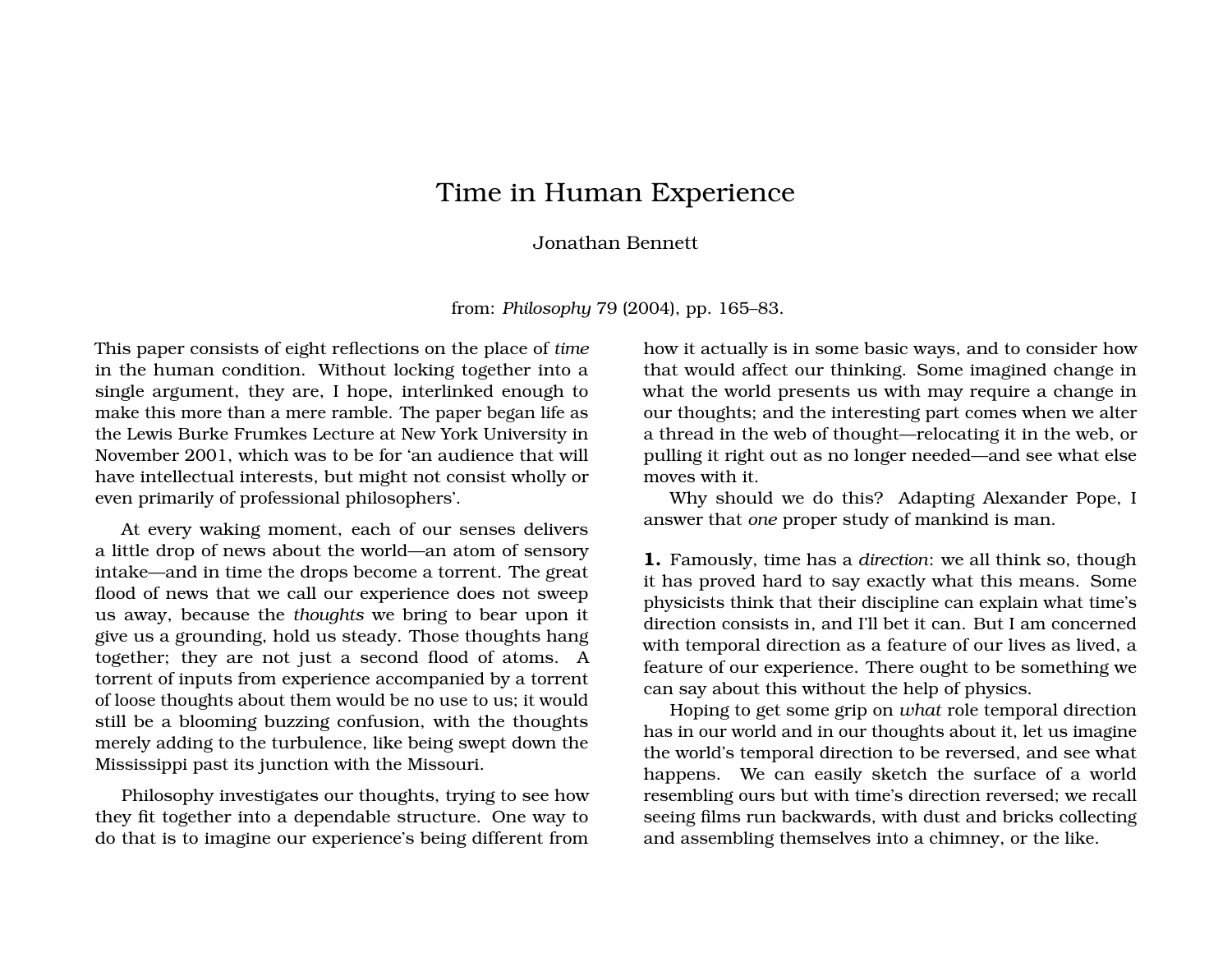# Time in Human Experience

Jonathan Bennett

from: *Philosophy* 79 (2004), pp. 165–83.

This paper consists of eight reflections on the place of *time* in the human condition. Without locking together into a single argument, they are, I hope, interlinked enough to make this more than a mere ramble. The paper began life as the Lewis Burke Frumkes Lecture at New York University in November 2001, which was to be for 'an audience that will have intellectual interests, but might not consist wholly or even primarily of professional philosophers'.

At every waking moment, each of our senses delivers a little drop of news about the world—an atom of sensory intake—and in time the drops become a torrent. The great flood of news that we call our experience does not sweep us away, because the *thoughts* we bring to bear upon it give us a grounding, hold us steady. Those thoughts hang together; they are not just a second flood of atoms. A torrent of inputs from experience accompanied by a torrent of loose thoughts about them would be no use to us; it would still be a blooming buzzing confusion, with the thoughts merely adding to the turbulence, like being swept down the Mississippi past its junction with the Missouri.

Philosophy investigates our thoughts, trying to see how they fit together into a dependable structure. One way to do that is to imagine our experience's being different from how it actually is in some basic ways, and to consider how that would affect our thinking. Some imagined change in what the world presents us with may require a change in our thoughts; and the interesting part comes when we alter a thread in the web of thought—relocating it in the web, or pulling it right out as no longer needed—and see what else moves with it.

Why should we do this? Adapting Alexander Pope, I answer that *one* proper study of mankind is man.

**1.** Famously, time has a *direction*: we all think so, though it has proved hard to say exactly what this means. Some physicists think that their discipline can explain what time's direction consists in, and I'll bet it can. But I am concerned with temporal direction as a feature of our lives as lived, a feature of our experience. There ought to be something we can say about this without the help of physics.

Hoping to get some grip on *what* role temporal direction has in our world and in our thoughts about it, let us imagine the world's temporal direction to be reversed, and see what happens. We can easily sketch the surface of a world resembling ours but with time's direction reversed; we recall seeing films run backwards, with dust and bricks collecting and assembling themselves into a chimney, or the like.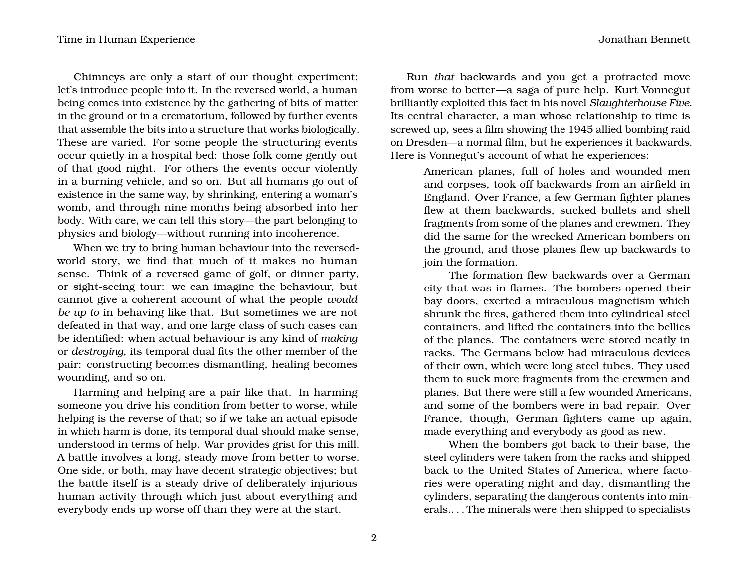Chimneys are only a start of our thought experiment; let's introduce people into it. In the reversed world, a human being comes into existence by the gathering of bits of matter in the ground or in a crematorium, followed by further events that assemble the bits into a structure that works biologically. These are varied. For some people the structuring events occur quietly in a hospital bed: those folk come gently out of that good night. For others the events occur violently in a burning vehicle, and so on. But all humans go out of existence in the same way, by shrinking, entering a woman's womb, and through nine months being absorbed into her body. With care, we can tell this story—the part belonging to physics and biology—without running into incoherence.

When we try to bring human behaviour into the reversed-world story, we find that much of it makes no human sense. Think of a reversed game of golf, or dinner party, or sight-seeing tour: we can imagine the behaviour, but cannot give a coherent account of what the people *would be up to* in behaving like that. But sometimes we are not defeated in that way, and one large class of such cases can be identified: when actual behaviour is any kind of *making* or *destroying*, its temporal dual fits the other member of the pair: constructing becomes dismantling, healing becomes wounding, and so on.

Harming and helping are a pair like that. In harming someone you drive his condition from better to worse, while helping is the reverse of that; so if we take an actual episode in which harm is done, its temporal dual should make sense, understood in terms of help. War provides grist for this mill. A battle involves a long, steady move from better to worse. One side, or both, may have decent strategic objectives; but the battle itself is a steady drive of deliberately injurious human activity through which just about everything and everybody ends up worse off than they were at the start.

Run *that* backwards and you get a protracted move from worse to better—a saga of pure help. Kurt Vonnegut brilliantly exploited this fact in his novel *Slaughterhouse Five*. Its central character, a man whose relationship to time is screwed up, sees a film showing the 1945 allied bombing raid on Dresden—a normal film, but he experiences it backwards. Here is Vonnegut's account of what he experiences:

> American planes, full of holes and wounded men and corpses, took off backwards from an airfield in England. Over France, a few German fighter planes flew at them backwards, sucked bullets and shell fragments from some of the planes and crewmen. They did the same for the wrecked American bombers on the ground, and those planes flew up backwards to join the formation.
>
> The formation flew backwards over a German city that was in flames. The bombers opened their bay doors, exerted a miraculous magnetism which shrunk the fires, gathered them into cylindrical steel containers, and lifted the containers into the bellies of the planes. The containers were stored neatly in racks. The Germans below had miraculous devices of their own, which were long steel tubes. They used them to suck more fragments from the crewmen and planes. But there were still a few wounded Americans, and some of the bombers were in bad repair. Over France, though, German fighters came up again, made everything and everybody as good as new.
>
> When the bombers got back to their base, the steel cylinders were taken from the racks and shipped back to the United States of America, where factories were operating night and day, dismantling the cylinders, separating the dangerous contents into minerals.. . . The minerals were then shipped to specialists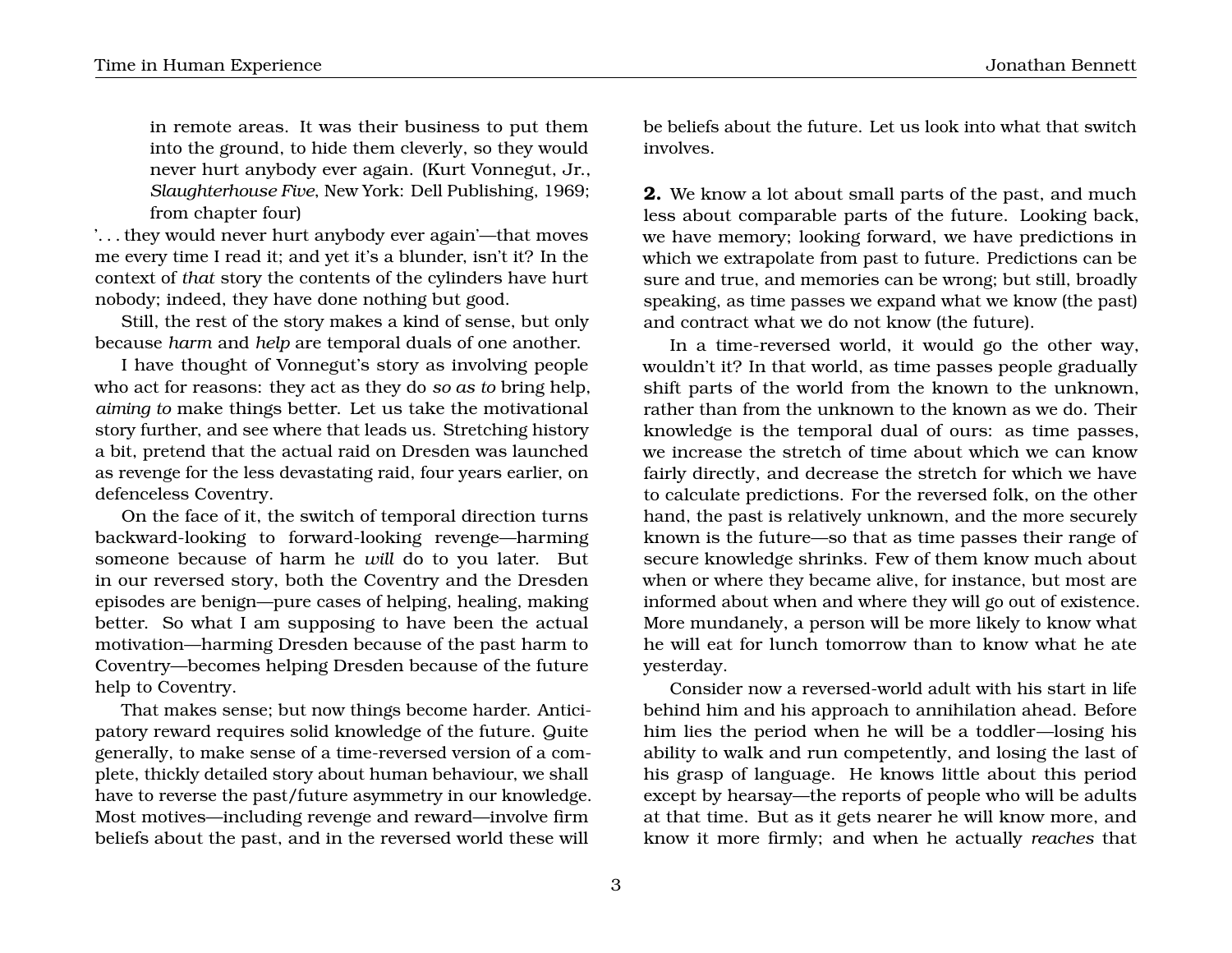> in remote areas. It was their business to put them into the ground, to hide them cleverly, so they would never hurt anybody ever again. (Kurt Vonnegut, Jr., *Slaughterhouse Five*, New York: Dell Publishing, 1969; from chapter four)

'. . . they would never hurt anybody ever again'—that moves me every time I read it; and yet it's a blunder, isn't it? In the context of *that* story the contents of the cylinders have hurt nobody; indeed, they have done nothing but good.

Still, the rest of the story makes a kind of sense, but only because *harm* and *help* are temporal duals of one another.

I have thought of Vonnegut's story as involving people who act for reasons: they act as they do *so as to* bring help, *aiming to* make things better. Let us take the motivational story further, and see where that leads us. Stretching history a bit, pretend that the actual raid on Dresden was launched as revenge for the less devastating raid, four years earlier, on defenceless Coventry.

On the face of it, the switch of temporal direction turns backward-looking to forward-looking revenge—harming someone because of harm he *will* do to you later. But in our reversed story, both the Coventry and the Dresden episodes are benign—pure cases of helping, healing, making better. So what I am supposing to have been the actual motivation—harming Dresden because of the past harm to Coventry—becomes helping Dresden because of the future help to Coventry.

That makes sense; but now things become harder. Anticipatory reward requires solid knowledge of the future. Quite generally, to make sense of a time-reversed version of a complete, thickly detailed story about human behaviour, we shall have to reverse the past/future asymmetry in our knowledge. Most motives—including revenge and reward—involve firm beliefs about the past, and in the reversed world these will be beliefs about the future. Let us look into what that switch involves.

**2.** We know a lot about small parts of the past, and much less about comparable parts of the future. Looking back, we have memory; looking forward, we have predictions in which we extrapolate from past to future. Predictions can be sure and true, and memories can be wrong; but still, broadly speaking, as time passes we expand what we know (the past) and contract what we do not know (the future).

In a time-reversed world, it would go the other way, wouldn't it? In that world, as time passes people gradually shift parts of the world from the known to the unknown, rather than from the unknown to the known as we do. Their knowledge is the temporal dual of ours: as time passes, we increase the stretch of time about which we can know fairly directly, and decrease the stretch for which we have to calculate predictions. For the reversed folk, on the other hand, the past is relatively unknown, and the more securely known is the future—so that as time passes their range of secure knowledge shrinks. Few of them know much about when or where they became alive, for instance, but most are informed about when and where they will go out of existence. More mundanely, a person will be more likely to know what he will eat for lunch tomorrow than to know what he ate yesterday.

Consider now a reversed-world adult with his start in life behind him and his approach to annihilation ahead. Before him lies the period when he will be a toddler—losing his ability to walk and run competently, and losing the last of his grasp of language. He knows little about this period except by hearsay—the reports of people who will be adults at that time. But as it gets nearer he will know more, and know it more firmly; and when he actually *reaches* that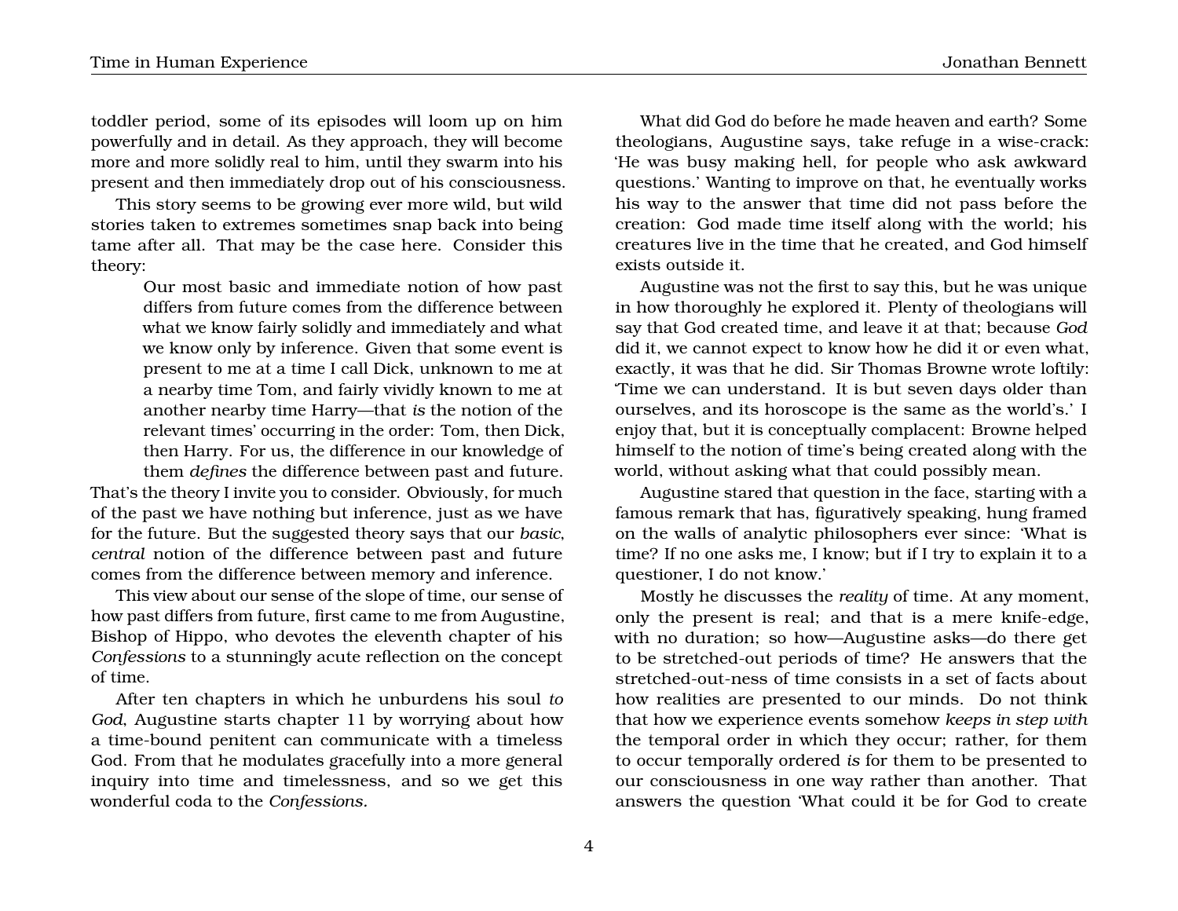toddler period, some of its episodes will loom up on him powerfully and in detail. As they approach, they will become more and more solidly real to him, until they swarm into his present and then immediately drop out of his consciousness.

This story seems to be growing ever more wild, but wild stories taken to extremes sometimes snap back into being tame after all. That may be the case here. Consider this theory:

> Our most basic and immediate notion of how past differs from future comes from the difference between what we know fairly solidly and immediately and what we know only by inference. Given that some event is present to me at a time I call Dick, unknown to me at a nearby time Tom, and fairly vividly known to me at another nearby time Harry—that *is* the notion of the relevant times' occurring in the order: Tom, then Dick, then Harry. For us, the difference in our knowledge of them *defines* the difference between past and future.

That's the theory I invite you to consider. Obviously, for much of the past we have nothing but inference, just as we have for the future. But the suggested theory says that our *basic*, *central* notion of the difference between past and future comes from the difference between memory and inference.

This view about our sense of the slope of time, our sense of how past differs from future, first came to me from Augustine, Bishop of Hippo, who devotes the eleventh chapter of his *Confessions* to a stunningly acute reflection on the concept of time.

After ten chapters in which he unburdens his soul *to God*, Augustine starts chapter 11 by worrying about how a time-bound penitent can communicate with a timeless God. From that he modulates gracefully into a more general inquiry into time and timelessness, and so we get this wonderful coda to the *Confessions*.

What did God do before he made heaven and earth? Some theologians, Augustine says, take refuge in a wise-crack: 'He was busy making hell, for people who ask awkward questions.' Wanting to improve on that, he eventually works his way to the answer that time did not pass before the creation: God made time itself along with the world; his creatures live in the time that he created, and God himself exists outside it.

Augustine was not the first to say this, but he was unique in how thoroughly he explored it. Plenty of theologians will say that God created time, and leave it at that; because *God* did it, we cannot expect to know how he did it or even what, exactly, it was that he did. Sir Thomas Browne wrote loftily: 'Time we can understand. It is but seven days older than ourselves, and its horoscope is the same as the world's.' I enjoy that, but it is conceptually complacent: Browne helped himself to the notion of time's being created along with the world, without asking what that could possibly mean.

Augustine stared that question in the face, starting with a famous remark that has, figuratively speaking, hung framed on the walls of analytic philosophers ever since: 'What is time? If no one asks me, I know; but if I try to explain it to a questioner, I do not know.'

Mostly he discusses the *reality* of time. At any moment, only the present is real; and that is a mere knife-edge, with no duration; so how—Augustine asks—do there get to be stretched-out periods of time? He answers that the stretched-out-ness of time consists in a set of facts about how realities are presented to our minds. Do not think that how we experience events somehow *keeps in step with* the temporal order in which they occur; rather, for them to occur temporally ordered *is* for them to be presented to our consciousness in one way rather than another. That answers the question 'What could it be for God to create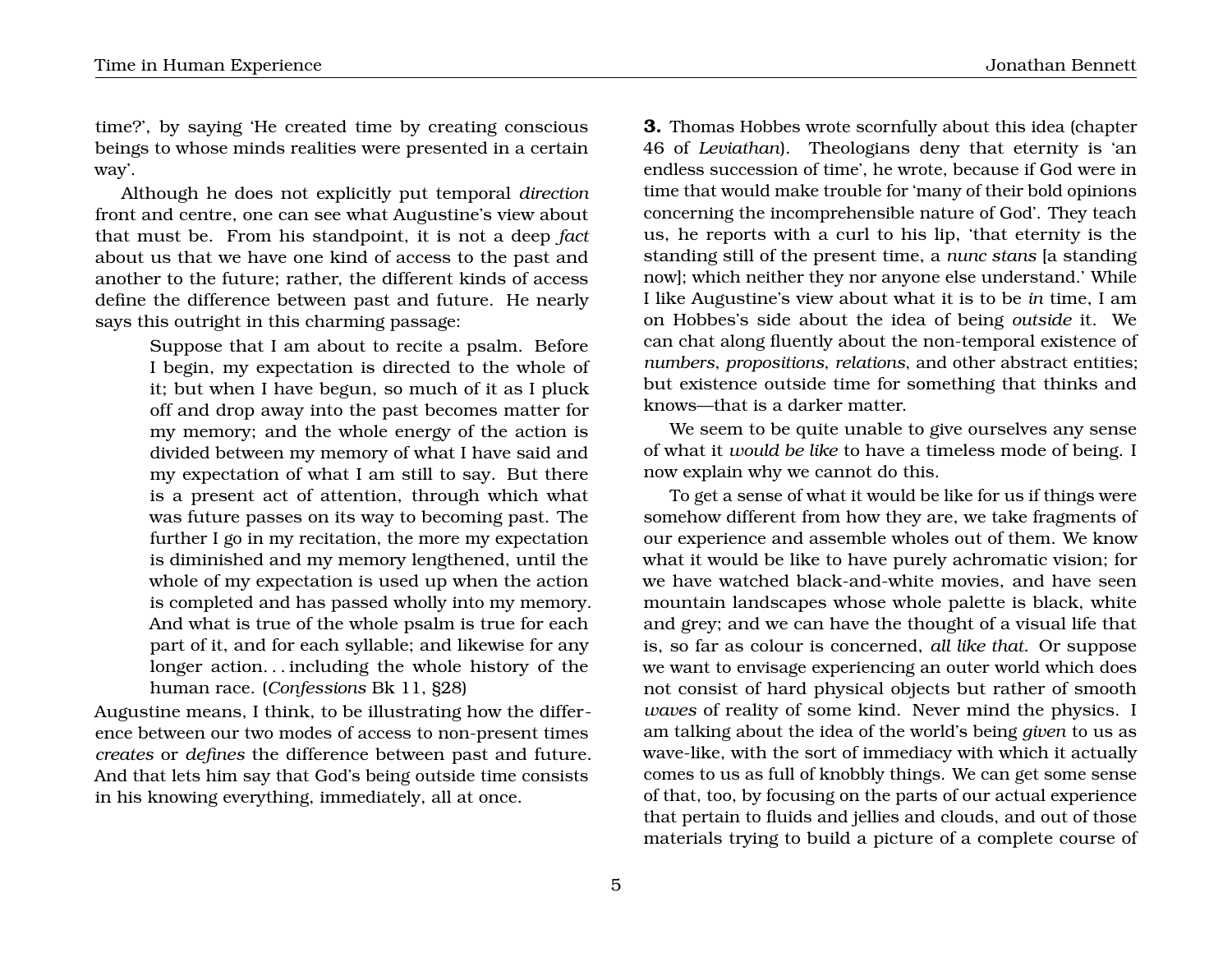time?', by saying 'He created time by creating conscious beings to whose minds realities were presented in a certain way'.

Although he does not explicitly put temporal *direction* front and centre, one can see what Augustine's view about that must be. From his standpoint, it is not a deep *fact* about us that we have one kind of access to the past and another to the future; rather, the different kinds of access define the difference between past and future. He nearly says this outright in this charming passage:

> Suppose that I am about to recite a psalm. Before I begin, my expectation is directed to the whole of it; but when I have begun, so much of it as I pluck off and drop away into the past becomes matter for my memory; and the whole energy of the action is divided between my memory of what I have said and my expectation of what I am still to say. But there is a present act of attention, through which what was future passes on its way to becoming past. The further I go in my recitation, the more my expectation is diminished and my memory lengthened, until the whole of my expectation is used up when the action is completed and has passed wholly into my memory. And what is true of the whole psalm is true for each part of it, and for each syllable; and likewise for any longer action. . . including the whole history of the human race. (*Confessions* Bk 11, §28)

Augustine means, I think, to be illustrating how the difference between our two modes of access to non-present times *creates* or *defines* the difference between past and future. And that lets him say that God's being outside time consists in his knowing everything, immediately, all at once.

**3.** Thomas Hobbes wrote scornfully about this idea (chapter 46 of *Leviathan*). Theologians deny that eternity is 'an endless succession of time', he wrote, because if God were in time that would make trouble for 'many of their bold opinions concerning the incomprehensible nature of God'. They teach us, he reports with a curl to his lip, 'that eternity is the standing still of the present time, a *nunc stans* [a standing now]; which neither they nor anyone else understand.' While I like Augustine's view about what it is to be *in* time, I am on Hobbes's side about the idea of being *outside* it. We can chat along fluently about the non-temporal existence of *numbers*, *propositions*, *relations*, and other abstract entities; but existence outside time for something that thinks and knows—that is a darker matter.

We seem to be quite unable to give ourselves any sense of what it *would be like* to have a timeless mode of being. I now explain why we cannot do this.

To get a sense of what it would be like for us if things were somehow different from how they are, we take fragments of our experience and assemble wholes out of them. We know what it would be like to have purely achromatic vision; for we have watched black-and-white movies, and have seen mountain landscapes whose whole palette is black, white and grey; and we can have the thought of a visual life that is, so far as colour is concerned, *all like that*. Or suppose we want to envisage experiencing an outer world which does not consist of hard physical objects but rather of smooth *waves* of reality of some kind. Never mind the physics. I am talking about the idea of the world's being *given* to us as wave-like, with the sort of immediacy with which it actually comes to us as full of knobbly things. We can get some sense of that, too, by focusing on the parts of our actual experience that pertain to fluids and jellies and clouds, and out of those materials trying to build a picture of a complete course of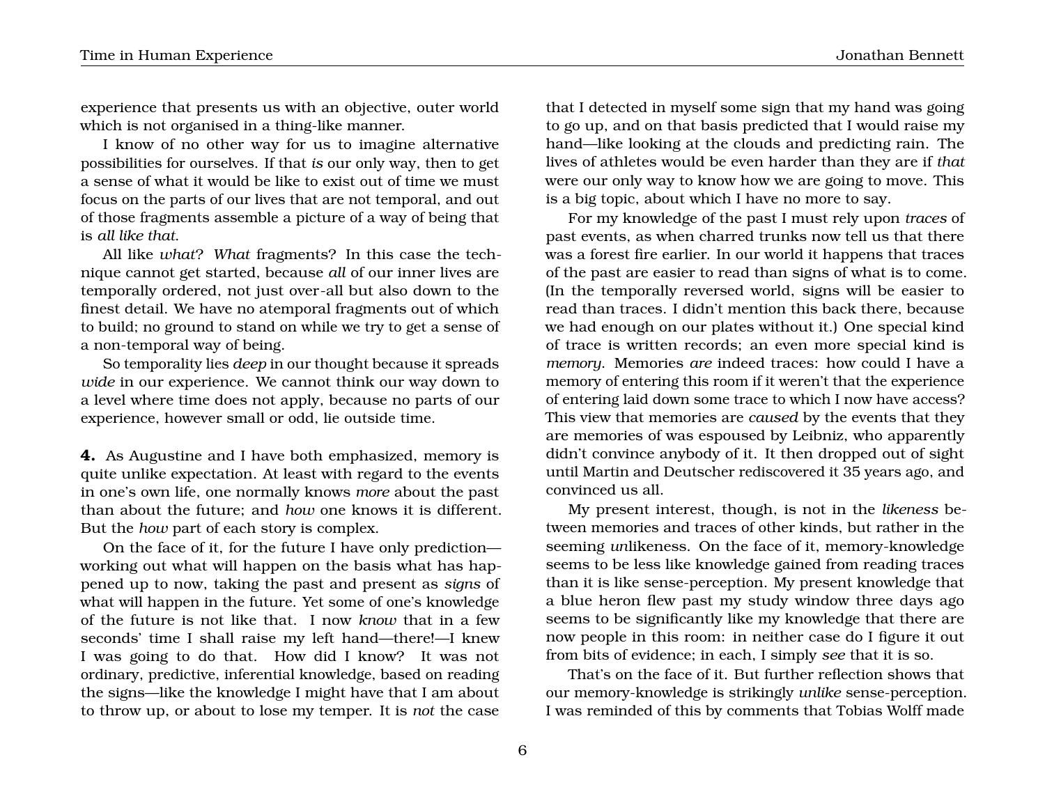experience that presents us with an objective, outer world which is not organised in a thing-like manner.

I know of no other way for us to imagine alternative possibilities for ourselves. If that *is* our only way, then to get a sense of what it would be like to exist out of time we must focus on the parts of our lives that are not temporal, and out of those fragments assemble a picture of a way of being that is *all like that*.

All like *what*? *What* fragments? In this case the technique cannot get started, because *all* of our inner lives are temporally ordered, not just over-all but also down to the finest detail. We have no atemporal fragments out of which to build; no ground to stand on while we try to get a sense of a non-temporal way of being.

So temporality lies *deep* in our thought because it spreads *wide* in our experience. We cannot think our way down to a level where time does not apply, because no parts of our experience, however small or odd, lie outside time.

**4.** As Augustine and I have both emphasized, memory is quite unlike expectation. At least with regard to the events in one's own life, one normally knows *more* about the past than about the future; and *how* one knows it is different. But the *how* part of each story is complex.

On the face of it, for the future I have only prediction—working out what will happen on the basis what has happened up to now, taking the past and present as *signs* of what will happen in the future. Yet some of one's knowledge of the future is not like that. I now *know* that in a few seconds' time I shall raise my left hand—there!—I knew I was going to do that. How did I know? It was not ordinary, predictive, inferential knowledge, based on reading the signs—like the knowledge I might have that I am about to throw up, or about to lose my temper. It is *not* the case that I detected in myself some sign that my hand was going to go up, and on that basis predicted that I would raise my hand—like looking at the clouds and predicting rain. The lives of athletes would be even harder than they are if *that* were our only way to know how we are going to move. This is a big topic, about which I have no more to say.

For my knowledge of the past I must rely upon *traces* of past events, as when charred trunks now tell us that there was a forest fire earlier. In our world it happens that traces of the past are easier to read than signs of what is to come. (In the temporally reversed world, signs will be easier to read than traces. I didn't mention this back there, because we had enough on our plates without it.) One special kind of trace is written records; an even more special kind is *memory*. Memories *are* indeed traces: how could I have a memory of entering this room if it weren't that the experience of entering laid down some trace to which I now have access? This view that memories are *caused* by the events that they are memories of was espoused by Leibniz, who apparently didn't convince anybody of it. It then dropped out of sight until Martin and Deutscher rediscovered it 35 years ago, and convinced us all.

My present interest, though, is not in the *likeness* between memories and traces of other kinds, but rather in the seeming *un*likeness. On the face of it, memory-knowledge seems to be less like knowledge gained from reading traces than it is like sense-perception. My present knowledge that a blue heron flew past my study window three days ago seems to be significantly like my knowledge that there are now people in this room: in neither case do I figure it out from bits of evidence; in each, I simply *see* that it is so.

That's on the face of it. But further reflection shows that our memory-knowledge is strikingly *unlike* sense-perception. I was reminded of this by comments that Tobias Wolff made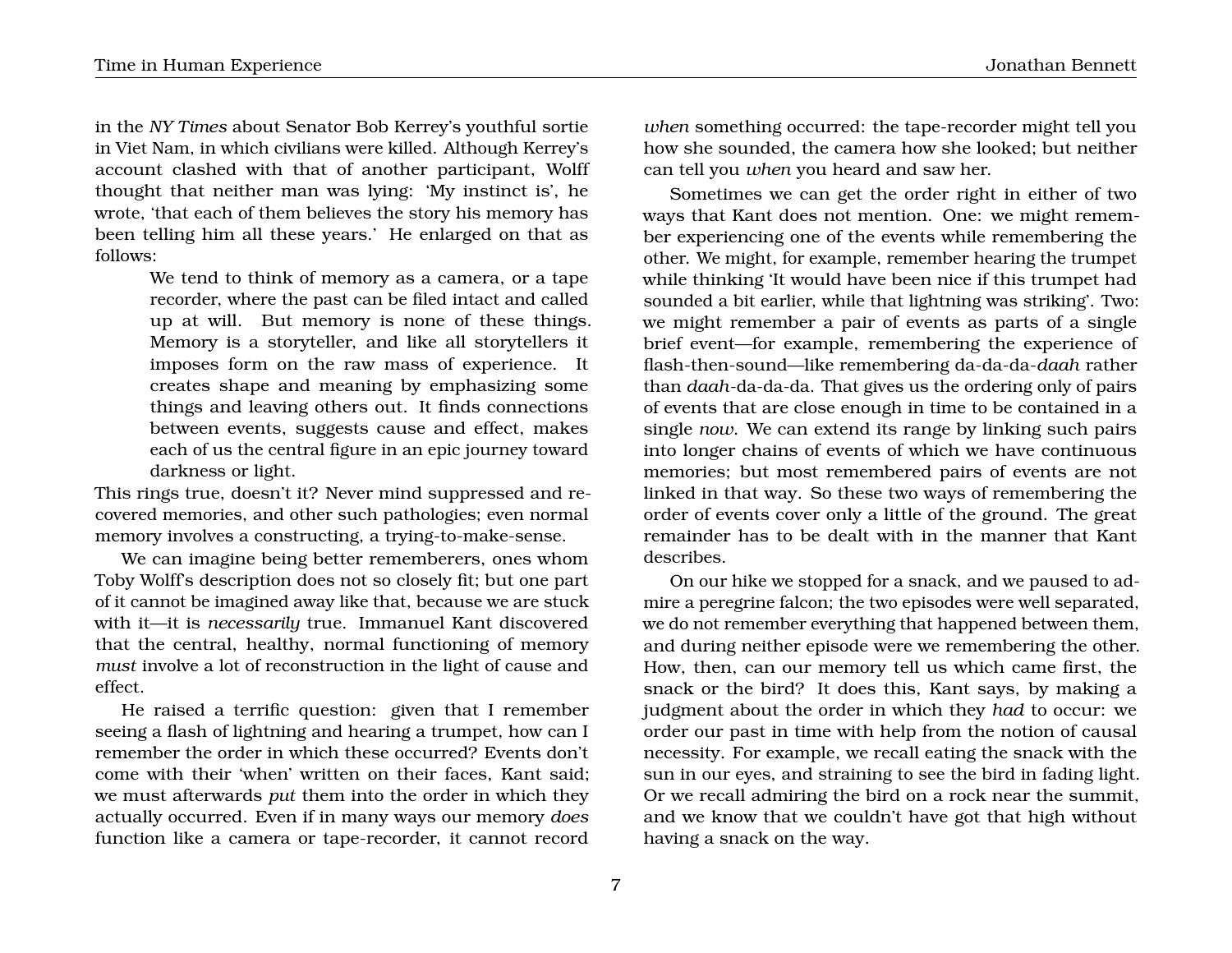in the *NY Times* about Senator Bob Kerrey's youthful sortie in Viet Nam, in which civilians were killed. Although Kerrey's account clashed with that of another participant, Wolff thought that neither man was lying: 'My instinct is', he wrote, 'that each of them believes the story his memory has been telling him all these years.' He enlarged on that as follows:

> We tend to think of memory as a camera, or a tape recorder, where the past can be filed intact and called up at will. But memory is none of these things. Memory is a storyteller, and like all storytellers it imposes form on the raw mass of experience. It creates shape and meaning by emphasizing some things and leaving others out. It finds connections between events, suggests cause and effect, makes each of us the central figure in an epic journey toward darkness or light.

This rings true, doesn't it? Never mind suppressed and recovered memories, and other such pathologies; even normal memory involves a constructing, a trying-to-make-sense.

We can imagine being better rememberers, ones whom Toby Wolff's description does not so closely fit; but one part of it cannot be imagined away like that, because we are stuck with it—it is *necessarily* true. Immanuel Kant discovered that the central, healthy, normal functioning of memory *must* involve a lot of reconstruction in the light of cause and effect.

He raised a terrific question: given that I remember seeing a flash of lightning and hearing a trumpet, how can I remember the order in which these occurred? Events don't come with their 'when' written on their faces, Kant said; we must afterwards *put* them into the order in which they actually occurred. Even if in many ways our memory *does* function like a camera or tape-recorder, it cannot record *when* something occurred: the tape-recorder might tell you how she sounded, the camera how she looked; but neither can tell you *when* you heard and saw her.

Sometimes we can get the order right in either of two ways that Kant does not mention. One: we might remember experiencing one of the events while remembering the other. We might, for example, remember hearing the trumpet while thinking 'It would have been nice if this trumpet had sounded a bit earlier, while that lightning was striking'. Two: we might remember a pair of events as parts of a single brief event—for example, remembering the experience of flash-then-sound—like remembering da-da-da-*daah* rather than *daah*-da-da-da. That gives us the ordering only of pairs of events that are close enough in time to be contained in a single *now*. We can extend its range by linking such pairs into longer chains of events of which we have continuous memories; but most remembered pairs of events are not linked in that way. So these two ways of remembering the order of events cover only a little of the ground. The great remainder has to be dealt with in the manner that Kant describes.

On our hike we stopped for a snack, and we paused to admire a peregrine falcon; the two episodes were well separated, we do not remember everything that happened between them, and during neither episode were we remembering the other. How, then, can our memory tell us which came first, the snack or the bird? It does this, Kant says, by making a judgment about the order in which they *had* to occur: we order our past in time with help from the notion of causal necessity. For example, we recall eating the snack with the sun in our eyes, and straining to see the bird in fading light. Or we recall admiring the bird on a rock near the summit, and we know that we couldn't have got that high without having a snack on the way.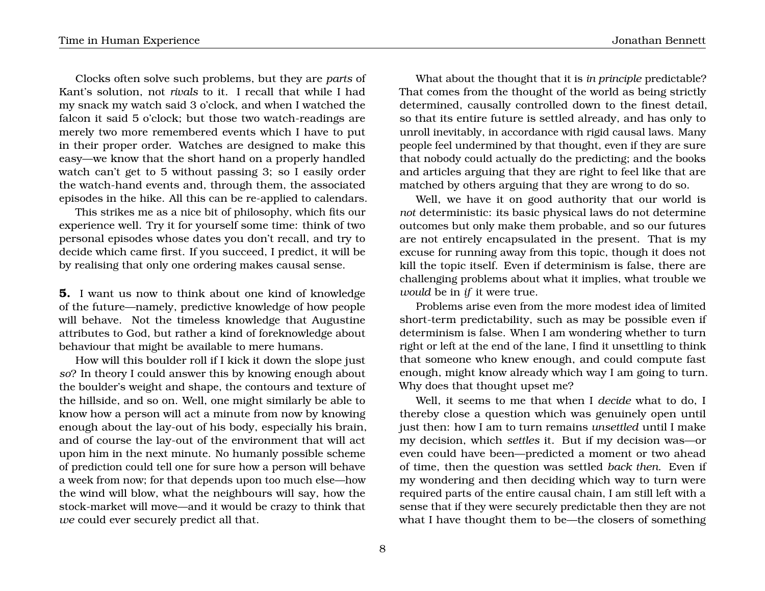Clocks often solve such problems, but they are *parts* of Kant's solution, not *rivals* to it. I recall that while I had my snack my watch said 3 o'clock, and when I watched the falcon it said 5 o'clock; but those two watch-readings are merely two more remembered events which I have to put in their proper order. Watches are designed to make this easy—we know that the short hand on a properly handled watch can't get to 5 without passing 3; so I easily order the watch-hand events and, through them, the associated episodes in the hike. All this can be re-applied to calendars.

This strikes me as a nice bit of philosophy, which fits our experience well. Try it for yourself some time: think of two personal episodes whose dates you don't recall, and try to decide which came first. If you succeed, I predict, it will be by realising that only one ordering makes causal sense.

**5.** I want us now to think about one kind of knowledge of the future—namely, predictive knowledge of how people will behave. Not the timeless knowledge that Augustine attributes to God, but rather a kind of foreknowledge about behaviour that might be available to mere humans.

How will this boulder roll if I kick it down the slope just *so*? In theory I could answer this by knowing enough about the boulder's weight and shape, the contours and texture of the hillside, and so on. Well, one might similarly be able to know how a person will act a minute from now by knowing enough about the lay-out of his body, especially his brain, and of course the lay-out of the environment that will act upon him in the next minute. No humanly possible scheme of prediction could tell one for sure how a person will behave a week from now; for that depends upon too much else—how the wind will blow, what the neighbours will say, how the stock-market will move—and it would be crazy to think that *we* could ever securely predict all that.

What about the thought that it is *in principle* predictable? That comes from the thought of the world as being strictly determined, causally controlled down to the finest detail, so that its entire future is settled already, and has only to unroll inevitably, in accordance with rigid causal laws. Many people feel undermined by that thought, even if they are sure that nobody could actually do the predicting; and the books and articles arguing that they are right to feel like that are matched by others arguing that they are wrong to do so.

Well, we have it on good authority that our world is *not* deterministic: its basic physical laws do not determine outcomes but only make them probable, and so our futures are not entirely encapsulated in the present. That is my excuse for running away from this topic, though it does not kill the topic itself. Even if determinism is false, there are challenging problems about what it implies, what trouble we *would* be in *if* it were true.

Problems arise even from the more modest idea of limited short-term predictability, such as may be possible even if determinism is false. When I am wondering whether to turn right or left at the end of the lane, I find it unsettling to think that someone who knew enough, and could compute fast enough, might know already which way I am going to turn. Why does that thought upset me?

Well, it seems to me that when I *decide* what to do, I thereby close a question which was genuinely open until just then: how I am to turn remains *unsettled* until I make my decision, which *settles* it. But if my decision was—or even could have been—predicted a moment or two ahead of time, then the question was settled *back then*. Even if my wondering and then deciding which way to turn were required parts of the entire causal chain, I am still left with a sense that if they were securely predictable then they are not what I have thought them to be—the closers of something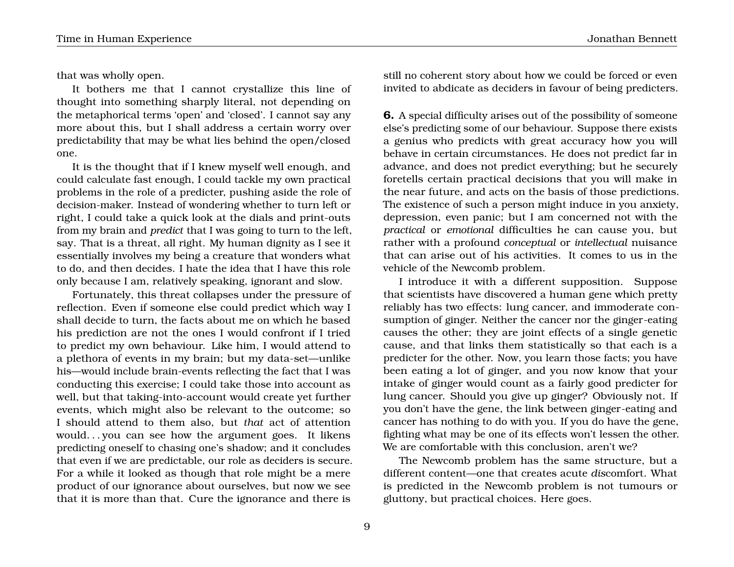that was wholly open.

It bothers me that I cannot crystallize this line of thought into something sharply literal, not depending on the metaphorical terms 'open' and 'closed'. I cannot say any more about this, but I shall address a certain worry over predictability that may be what lies behind the open/closed one.

It is the thought that if I knew myself well enough, and could calculate fast enough, I could tackle my own practical problems in the role of a predicter, pushing aside the role of decision-maker. Instead of wondering whether to turn left or right, I could take a quick look at the dials and print-outs from my brain and *predict* that I was going to turn to the left, say. That is a threat, all right. My human dignity as I see it essentially involves my being a creature that wonders what to do, and then decides. I hate the idea that I have this role only because I am, relatively speaking, ignorant and slow.

Fortunately, this threat collapses under the pressure of reflection. Even if someone else could predict which way I shall decide to turn, the facts about me on which he based his prediction are not the ones I would confront if I tried to predict my own behaviour. Like him, I would attend to a plethora of events in my brain; but my data-set—unlike his—would include brain-events reflecting the fact that I was conducting this exercise; I could take those into account as well, but that taking-into-account would create yet further events, which might also be relevant to the outcome; so I should attend to them also, but *that* act of attention would. . . you can see how the argument goes. It likens predicting oneself to chasing one's shadow; and it concludes that even if we are predictable, our role as deciders is secure. For a while it looked as though that role might be a mere product of our ignorance about ourselves, but now we see that it is more than that. Cure the ignorance and there is still no coherent story about how we could be forced or even invited to abdicate as deciders in favour of being predicters.

**6.** A special difficulty arises out of the possibility of someone else's predicting some of our behaviour. Suppose there exists a genius who predicts with great accuracy how you will behave in certain circumstances. He does not predict far in advance, and does not predict everything; but he securely foretells certain practical decisions that you will make in the near future, and acts on the basis of those predictions. The existence of such a person might induce in you anxiety, depression, even panic; but I am concerned not with the *practical* or *emotional* difficulties he can cause you, but rather with a profound *conceptual* or *intellectual* nuisance that can arise out of his activities. It comes to us in the vehicle of the Newcomb problem.

I introduce it with a different supposition. Suppose that scientists have discovered a human gene which pretty reliably has two effects: lung cancer, and immoderate consumption of ginger. Neither the cancer nor the ginger-eating causes the other; they are joint effects of a single genetic cause, and that links them statistically so that each is a predicter for the other. Now, you learn those facts; you have been eating a lot of ginger, and you now know that your intake of ginger would count as a fairly good predicter for lung cancer. Should you give up ginger? Obviously not. If you don't have the gene, the link between ginger-eating and cancer has nothing to do with you. If you do have the gene, fighting what may be one of its effects won't lessen the other. We are comfortable with this conclusion, aren't we?

The Newcomb problem has the same structure, but a different content—one that creates acute *dis*comfort. What is predicted in the Newcomb problem is not tumours or gluttony, but practical choices. Here goes.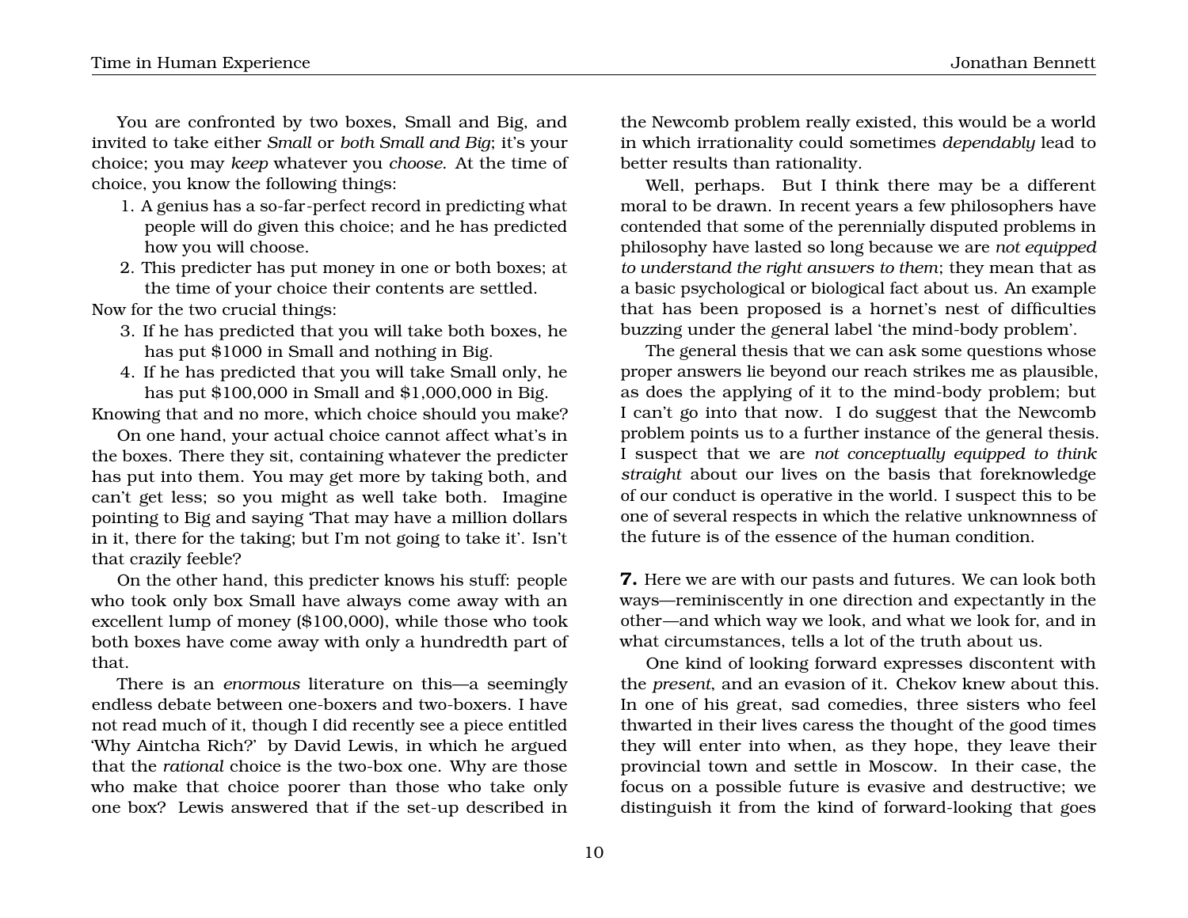You are confronted by two boxes, Small and Big, and invited to take either *Small* or *both Small and Big*; it's your choice; you may *keep* whatever you *choose*. At the time of choice, you know the following things:

1. A genius has a so-far-perfect record in predicting what people will do given this choice; and he has predicted how you will choose.
2. This predicter has put money in one or both boxes; at the time of your choice their contents are settled.

Now for the two crucial things:

3. If he has predicted that you will take both boxes, he has put $1000 in Small and nothing in Big.
4. If he has predicted that you will take Small only, he has put $100,000 in Small and $1,000,000 in Big.

Knowing that and no more, which choice should you make?

On one hand, your actual choice cannot affect what's in the boxes. There they sit, containing whatever the predicter has put into them. You may get more by taking both, and can't get less; so you might as well take both. Imagine pointing to Big and saying 'That may have a million dollars in it, there for the taking; but I'm not going to take it'. Isn't that crazily feeble?

On the other hand, this predicter knows his stuff: people who took only box Small have always come away with an excellent lump of money ($100,000), while those who took both boxes have come away with only a hundredth part of that.

There is an *enormous* literature on this—a seemingly endless debate between one-boxers and two-boxers. I have not read much of it, though I did recently see a piece entitled 'Why Aintcha Rich?' by David Lewis, in which he argued that the *rational* choice is the two-box one. Why are those who make that choice poorer than those who take only one box? Lewis answered that if the set-up described in the Newcomb problem really existed, this would be a world in which irrationality could sometimes *dependably* lead to better results than rationality.

Well, perhaps. But I think there may be a different moral to be drawn. In recent years a few philosophers have contended that some of the perennially disputed problems in philosophy have lasted so long because we are *not equipped to understand the right answers to them*; they mean that as a basic psychological or biological fact about us. An example that has been proposed is a hornet's nest of difficulties buzzing under the general label 'the mind-body problem'.

The general thesis that we can ask some questions whose proper answers lie beyond our reach strikes me as plausible, as does the applying of it to the mind-body problem; but I can't go into that now. I do suggest that the Newcomb problem points us to a further instance of the general thesis. I suspect that we are *not conceptually equipped to think straight* about our lives on the basis that foreknowledge of our conduct is operative in the world. I suspect this to be one of several respects in which the relative unknownness of the future is of the essence of the human condition.

**7.** Here we are with our pasts and futures. We can look both ways—reminiscently in one direction and expectantly in the other—and which way we look, and what we look for, and in what circumstances, tells a lot of the truth about us.

One kind of looking forward expresses discontent with the *present*, and an evasion of it. Chekov knew about this. In one of his great, sad comedies, three sisters who feel thwarted in their lives caress the thought of the good times they will enter into when, as they hope, they leave their provincial town and settle in Moscow. In their case, the focus on a possible future is evasive and destructive; we distinguish it from the kind of forward-looking that goes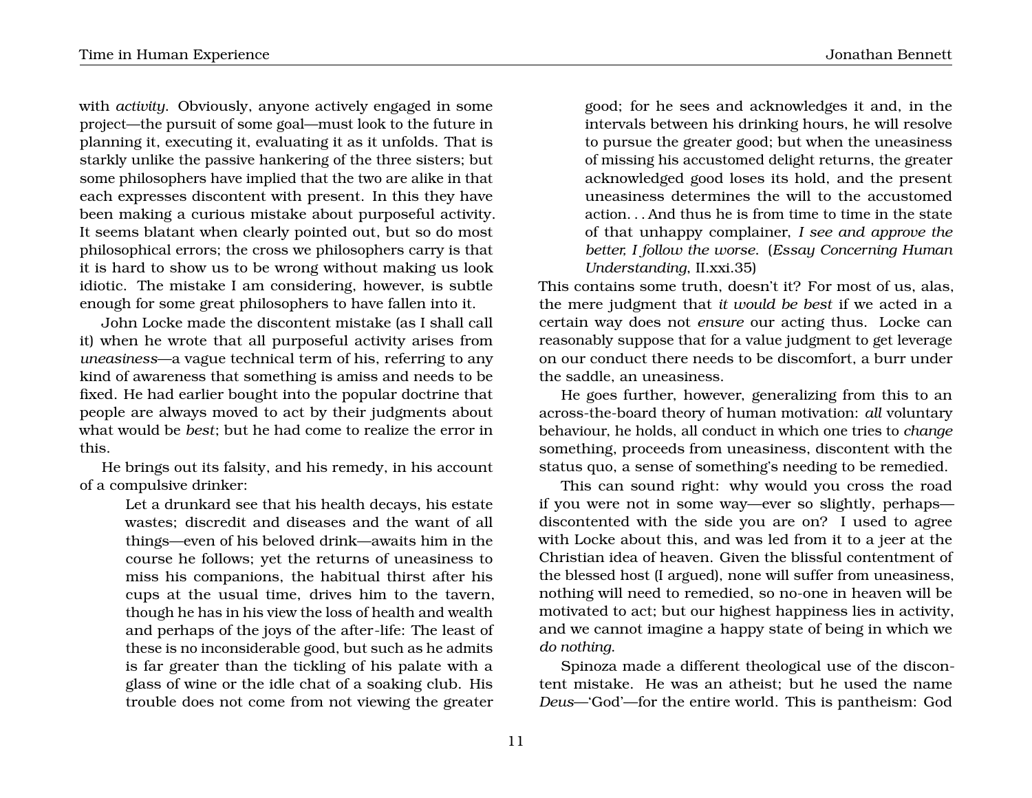with *activity*. Obviously, anyone actively engaged in some project—the pursuit of some goal—must look to the future in planning it, executing it, evaluating it as it unfolds. That is starkly unlike the passive hankering of the three sisters; but some philosophers have implied that the two are alike in that each expresses discontent with present. In this they have been making a curious mistake about purposeful activity. It seems blatant when clearly pointed out, but so do most philosophical errors; the cross we philosophers carry is that it is hard to show us to be wrong without making us look idiotic. The mistake I am considering, however, is subtle enough for some great philosophers to have fallen into it.

John Locke made the discontent mistake (as I shall call it) when he wrote that all purposeful activity arises from *uneasiness*—a vague technical term of his, referring to any kind of awareness that something is amiss and needs to be fixed. He had earlier bought into the popular doctrine that people are always moved to act by their judgments about what would be *best*; but he had come to realize the error in this.

He brings out its falsity, and his remedy, in his account of a compulsive drinker:

> Let a drunkard see that his health decays, his estate wastes; discredit and diseases and the want of all things—even of his beloved drink—awaits him in the course he follows; yet the returns of uneasiness to miss his companions, the habitual thirst after his cups at the usual time, drives him to the tavern, though he has in his view the loss of health and wealth and perhaps of the joys of the after-life: The least of these is no inconsiderable good, but such as he admits is far greater than the tickling of his palate with a glass of wine or the idle chat of a soaking club. His trouble does not come from not viewing the greater good; for he sees and acknowledges it and, in the intervals between his drinking hours, he will resolve to pursue the greater good; but when the uneasiness of missing his accustomed delight returns, the greater acknowledged good loses its hold, and the present uneasiness determines the will to the accustomed action. . . And thus he is from time to time in the state of that unhappy complainer, *I see and approve the better, I follow the worse*. (*Essay Concerning Human Understanding*, II.xxi.35)

This contains some truth, doesn't it? For most of us, alas, the mere judgment that *it would be best* if we acted in a certain way does not *ensure* our acting thus. Locke can reasonably suppose that for a value judgment to get leverage on our conduct there needs to be discomfort, a burr under the saddle, an uneasiness.

He goes further, however, generalizing from this to an across-the-board theory of human motivation: *all* voluntary behaviour, he holds, all conduct in which one tries to *change* something, proceeds from uneasiness, discontent with the status quo, a sense of something's needing to be remedied.

This can sound right: why would you cross the road if you were not in some way—ever so slightly, perhaps—discontented with the side you are on? I used to agree with Locke about this, and was led from it to a jeer at the Christian idea of heaven. Given the blissful contentment of the blessed host (I argued), none will suffer from uneasiness, nothing will need to remedied, so no-one in heaven will be motivated to act; but our highest happiness lies in activity, and we cannot imagine a happy state of being in which we *do nothing*.

Spinoza made a different theological use of the discontent mistake. He was an atheist; but he used the name *Deus*—'God'—for the entire world. This is pantheism: God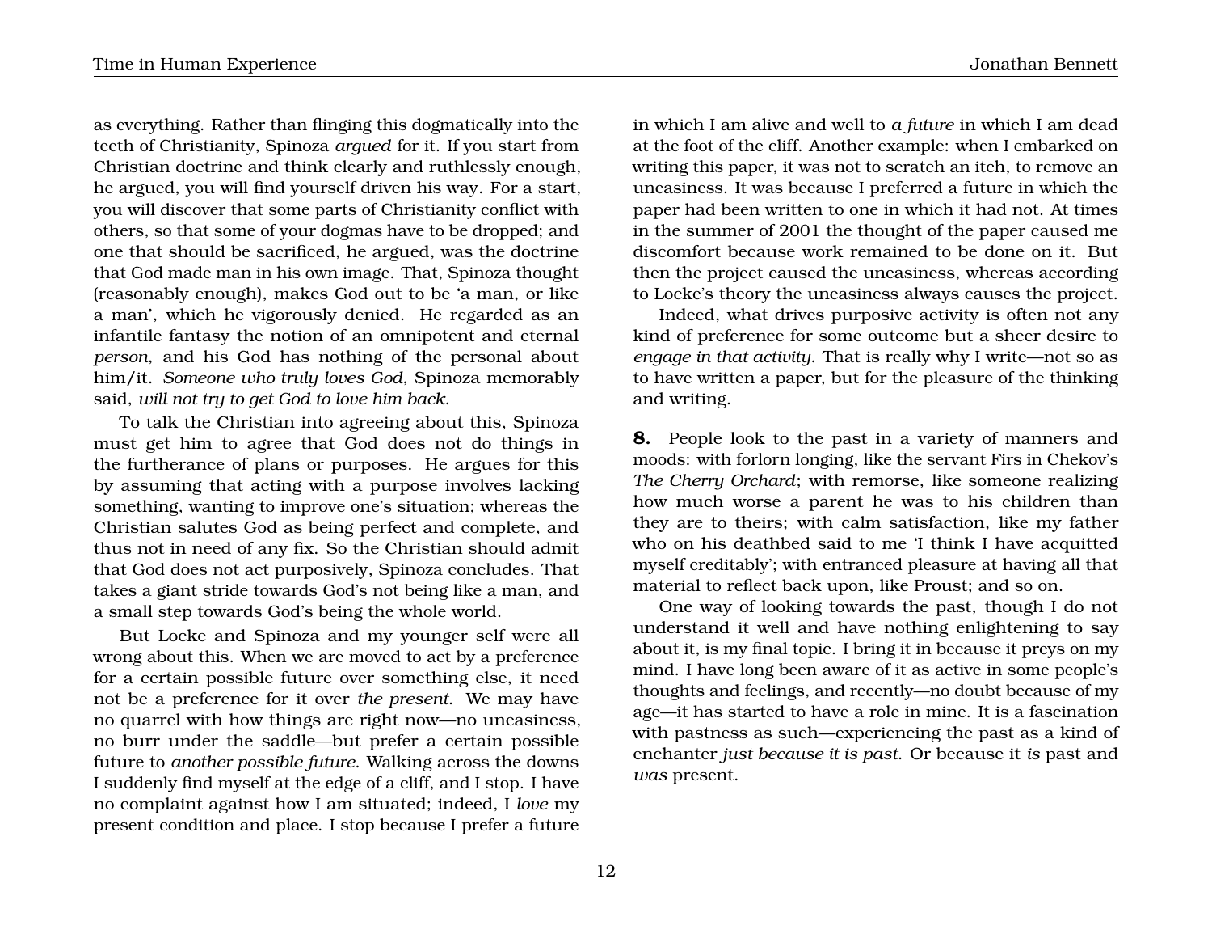as everything. Rather than flinging this dogmatically into the teeth of Christianity, Spinoza *argued* for it. If you start from Christian doctrine and think clearly and ruthlessly enough, he argued, you will find yourself driven his way. For a start, you will discover that some parts of Christianity conflict with others, so that some of your dogmas have to be dropped; and one that should be sacrificed, he argued, was the doctrine that God made man in his own image. That, Spinoza thought (reasonably enough), makes God out to be 'a man, or like a man', which he vigorously denied. He regarded as an infantile fantasy the notion of an omnipotent and eternal *person*, and his God has nothing of the personal about him/it. *Someone who truly loves God*, Spinoza memorably said, *will not try to get God to love him back.*

To talk the Christian into agreeing about this, Spinoza must get him to agree that God does not do things in the furtherance of plans or purposes. He argues for this by assuming that acting with a purpose involves lacking something, wanting to improve one's situation; whereas the Christian salutes God as being perfect and complete, and thus not in need of any fix. So the Christian should admit that God does not act purposively, Spinoza concludes. That takes a giant stride towards God's not being like a man, and a small step towards God's being the whole world.

But Locke and Spinoza and my younger self were all wrong about this. When we are moved to act by a preference for a certain possible future over something else, it need not be a preference for it over *the present*. We may have no quarrel with how things are right now—no uneasiness, no burr under the saddle—but prefer a certain possible future to *another possible future*. Walking across the downs I suddenly find myself at the edge of a cliff, and I stop. I have no complaint against how I am situated; indeed, I *love* my present condition and place. I stop because I prefer a future in which I am alive and well to *a future* in which I am dead at the foot of the cliff. Another example: when I embarked on writing this paper, it was not to scratch an itch, to remove an uneasiness. It was because I preferred a future in which the paper had been written to one in which it had not. At times in the summer of 2001 the thought of the paper caused me discomfort because work remained to be done on it. But then the project caused the uneasiness, whereas according to Locke's theory the uneasiness always causes the project.

Indeed, what drives purposive activity is often not any kind of preference for some outcome but a sheer desire to *engage in that activity*. That is really why I write—not so as to have written a paper, but for the pleasure of the thinking and writing.

**8.** People look to the past in a variety of manners and moods: with forlorn longing, like the servant Firs in Chekov's *The Cherry Orchard*; with remorse, like someone realizing how much worse a parent he was to his children than they are to theirs; with calm satisfaction, like my father who on his deathbed said to me 'I think I have acquitted myself creditably'; with entranced pleasure at having all that material to reflect back upon, like Proust; and so on.

One way of looking towards the past, though I do not understand it well and have nothing enlightening to say about it, is my final topic. I bring it in because it preys on my mind. I have long been aware of it as active in some people's thoughts and feelings, and recently—no doubt because of my age—it has started to have a role in mine. It is a fascination with pastness as such—experiencing the past as a kind of enchanter *just because it is past*. Or because it *is* past and *was* present.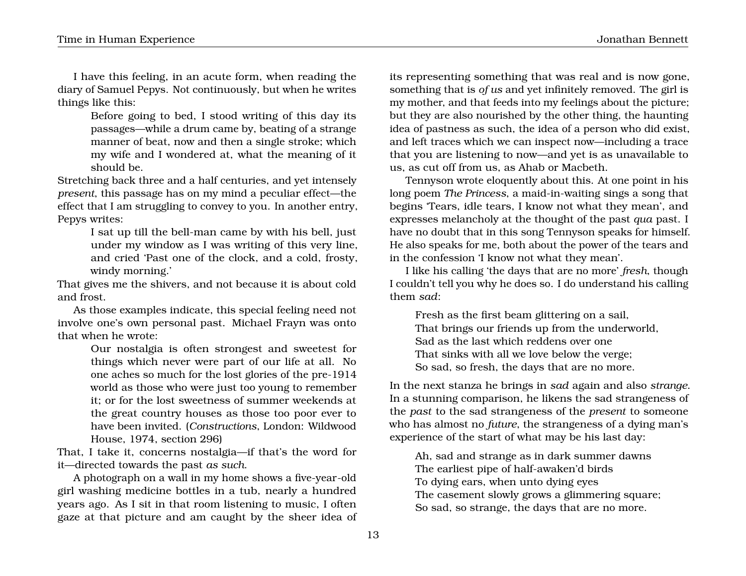I have this feeling, in an acute form, when reading the diary of Samuel Pepys. Not continuously, but when he writes things like this:

> Before going to bed, I stood writing of this day its passages—while a drum came by, beating of a strange manner of beat, now and then a single stroke; which my wife and I wondered at, what the meaning of it should be.

Stretching back three and a half centuries, and yet intensely *present*, this passage has on my mind a peculiar effect—the effect that I am struggling to convey to you. In another entry, Pepys writes:

> I sat up till the bell-man came by with his bell, just under my window as I was writing of this very line, and cried 'Past one of the clock, and a cold, frosty, windy morning.'

That gives me the shivers, and not because it is about cold and frost.

As those examples indicate, this special feeling need not involve one's own personal past. Michael Frayn was onto that when he wrote:

> Our nostalgia is often strongest and sweetest for things which never were part of our life at all. No one aches so much for the lost glories of the pre-1914 world as those who were just too young to remember it; or for the lost sweetness of summer weekends at the great country houses as those too poor ever to have been invited. (*Constructions*, London: Wildwood House, 1974, section 296)

That, I take it, concerns nostalgia—if that's the word for it—directed towards the past *as such*.

A photograph on a wall in my home shows a five-year-old girl washing medicine bottles in a tub, nearly a hundred years ago. As I sit in that room listening to music, I often gaze at that picture and am caught by the sheer idea of its representing something that was real and is now gone, something that is *of us* and yet infinitely removed. The girl is my mother, and that feeds into my feelings about the picture; but they are also nourished by the other thing, the haunting idea of pastness as such, the idea of a person who did exist, and left traces which we can inspect now—including a trace that you are listening to now—and yet is as unavailable to us, as cut off from us, as Ahab or Macbeth.

Tennyson wrote eloquently about this. At one point in his long poem *The Princess*, a maid-in-waiting sings a song that begins 'Tears, idle tears, I know not what they mean', and expresses melancholy at the thought of the past *qua* past. I have no doubt that in this song Tennyson speaks for himself. He also speaks for me, both about the power of the tears and in the confession 'I know not what they mean'.

I like his calling 'the days that are no more' *fresh*, though I couldn't tell you why he does so. I do understand his calling them *sad*:

> Fresh as the first beam glittering on a sail,
> That brings our friends up from the underworld,
> Sad as the last which reddens over one
> That sinks with all we love below the verge;
> So sad, so fresh, the days that are no more.

In the next stanza he brings in *sad* again and also *strange*. In a stunning comparison, he likens the sad strangeness of the *past* to the sad strangeness of the *present* to someone who has almost no *future*, the strangeness of a dying man's experience of the start of what may be his last day:

> Ah, sad and strange as in dark summer dawns
> The earliest pipe of half-awaken'd birds
> To dying ears, when unto dying eyes
> The casement slowly grows a glimmering square;
> So sad, so strange, the days that are no more.